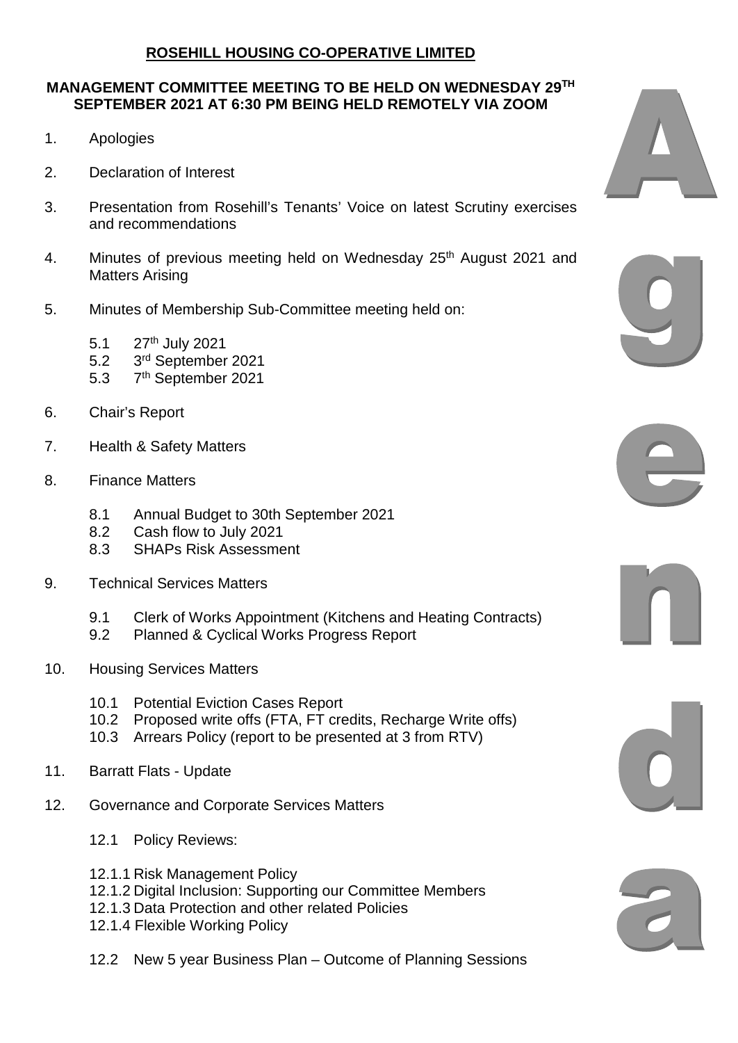# ROSEHILL HOUSING CO-OPERATIVE LIMITED

## MANAGEMENT COMMITTEE MEETING TO BE HELD ON WEDNESDAY 29TH SEPTEMBER 2021 AT 6:30 PM BEING HELD REMOTELY VIA ZOOM

1. Apologies

2. Declaration of Interest

3. Presentation from Rosehill's Tenants' Voice on latest Scrutiny exercises and recommendations

4. Minutes of previous meeting held on Wednesday 25th August 2021 and Matters Arising

5. Minutes of Membership Sub-Committee meeting held on:

   5.1 27th July 2021
   5.2 3rd September 2021
   5.3 7th September 2021

6. Chair's Report

7. Health & Safety Matters

8. Finance Matters

   8.1 Annual Budget to 30th September 2021
   8.2 Cash flow to July 2021
   8.3 SHAPs Risk Assessment

9. Technical Services Matters

   9.1 Clerk of Works Appointment (Kitchens and Heating Contracts)
   9.2 Planned & Cyclical Works Progress Report

10. Housing Services Matters

    10.1 Potential Eviction Cases Report
    10.2 Proposed write offs (FTA, FT credits, Recharge Write offs)
    10.3 Arrears Policy (report to be presented at 3 from RTV)

11. Barratt Flats - Update

12. Governance and Corporate Services Matters

    12.1 Policy Reviews:

    12.1.1 Risk Management Policy
    12.1.2 Digital Inclusion: Supporting our Committee Members
    12.1.3 Data Protection and other related Policies
    12.1.4 Flexible Working Policy

    12.2 New 5 year Business Plan – Outcome of Planning Sessions

Agenda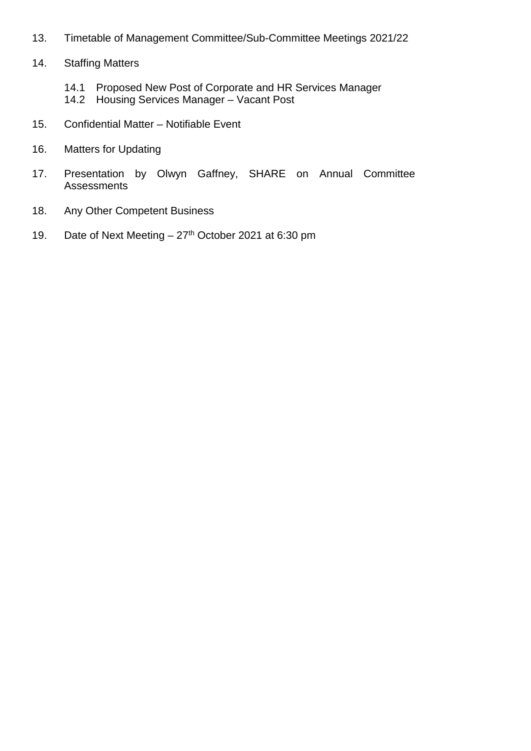13. Timetable of Management Committee/Sub-Committee Meetings 2021/22

14. Staffing Matters

    14.1 Proposed New Post of Corporate and HR Services Manager
    14.2 Housing Services Manager – Vacant Post

15. Confidential Matter – Notifiable Event

16. Matters for Updating

17. Presentation by Olwyn Gaffney, SHARE on Annual Committee Assessments

18. Any Other Competent Business

19. Date of Next Meeting – 27th October 2021 at 6:30 pm